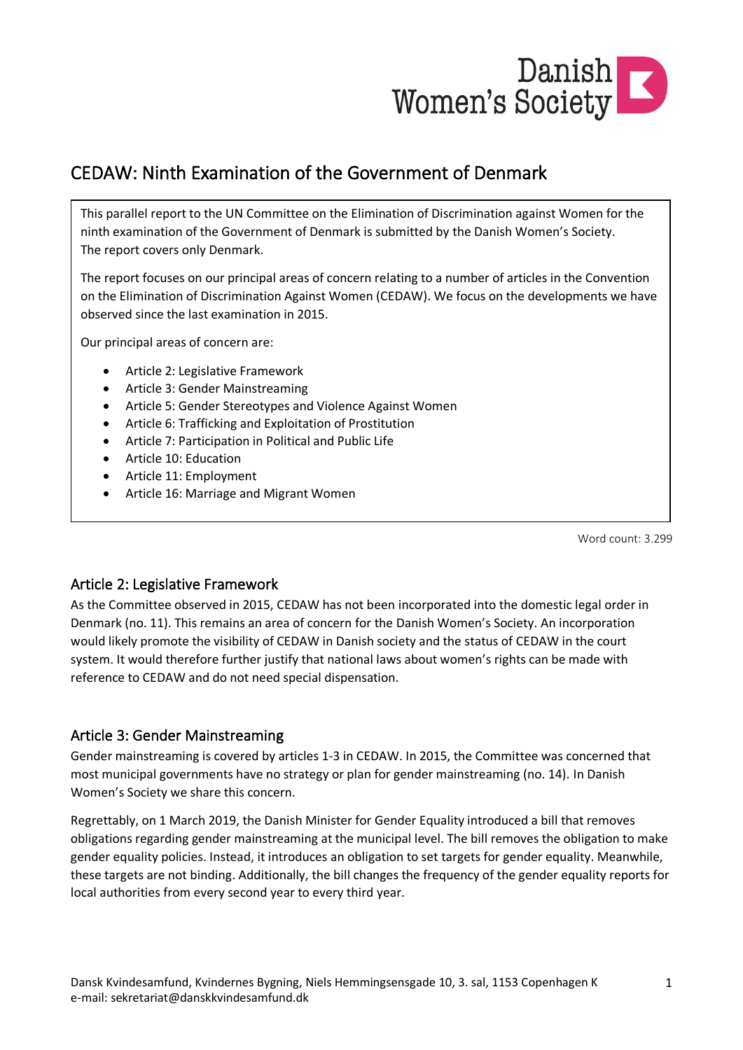Danish Women's Society

# CEDAW: Ninth Examination of the Government of Denmark

This parallel report to the UN Committee on the Elimination of Discrimination against Women for the ninth examination of the Government of Denmark is submitted by the Danish Women's Society. The report covers only Denmark.

The report focuses on our principal areas of concern relating to a number of articles in the Convention on the Elimination of Discrimination Against Women (CEDAW). We focus on the developments we have observed since the last examination in 2015.

Our principal areas of concern are:

- Article 2: Legislative Framework
- Article 3: Gender Mainstreaming
- Article 5: Gender Stereotypes and Violence Against Women
- Article 6: Trafficking and Exploitation of Prostitution
- Article 7: Participation in Political and Public Life
- Article 10: Education
- Article 11: Employment
- Article 16: Marriage and Migrant Women

Word count: 3.299

## Article 2: Legislative Framework

As the Committee observed in 2015, CEDAW has not been incorporated into the domestic legal order in Denmark (no. 11). This remains an area of concern for the Danish Women's Society. An incorporation would likely promote the visibility of CEDAW in Danish society and the status of CEDAW in the court system. It would therefore further justify that national laws about women's rights can be made with reference to CEDAW and do not need special dispensation.

## Article 3: Gender Mainstreaming

Gender mainstreaming is covered by articles 1-3 in CEDAW. In 2015, the Committee was concerned that most municipal governments have no strategy or plan for gender mainstreaming (no. 14). In Danish Women's Society we share this concern.

Regrettably, on 1 March 2019, the Danish Minister for Gender Equality introduced a bill that removes obligations regarding gender mainstreaming at the municipal level. The bill removes the obligation to make gender equality policies. Instead, it introduces an obligation to set targets for gender equality. Meanwhile, these targets are not binding. Additionally, the bill changes the frequency of the gender equality reports for local authorities from every second year to every third year.

Dansk Kvindesamfund, Kvindernes Bygning, Niels Hemmingsensgade 10, 3. sal, 1153 Copenhagen K
e-mail: sekretariat@danskkvindesamfund.dk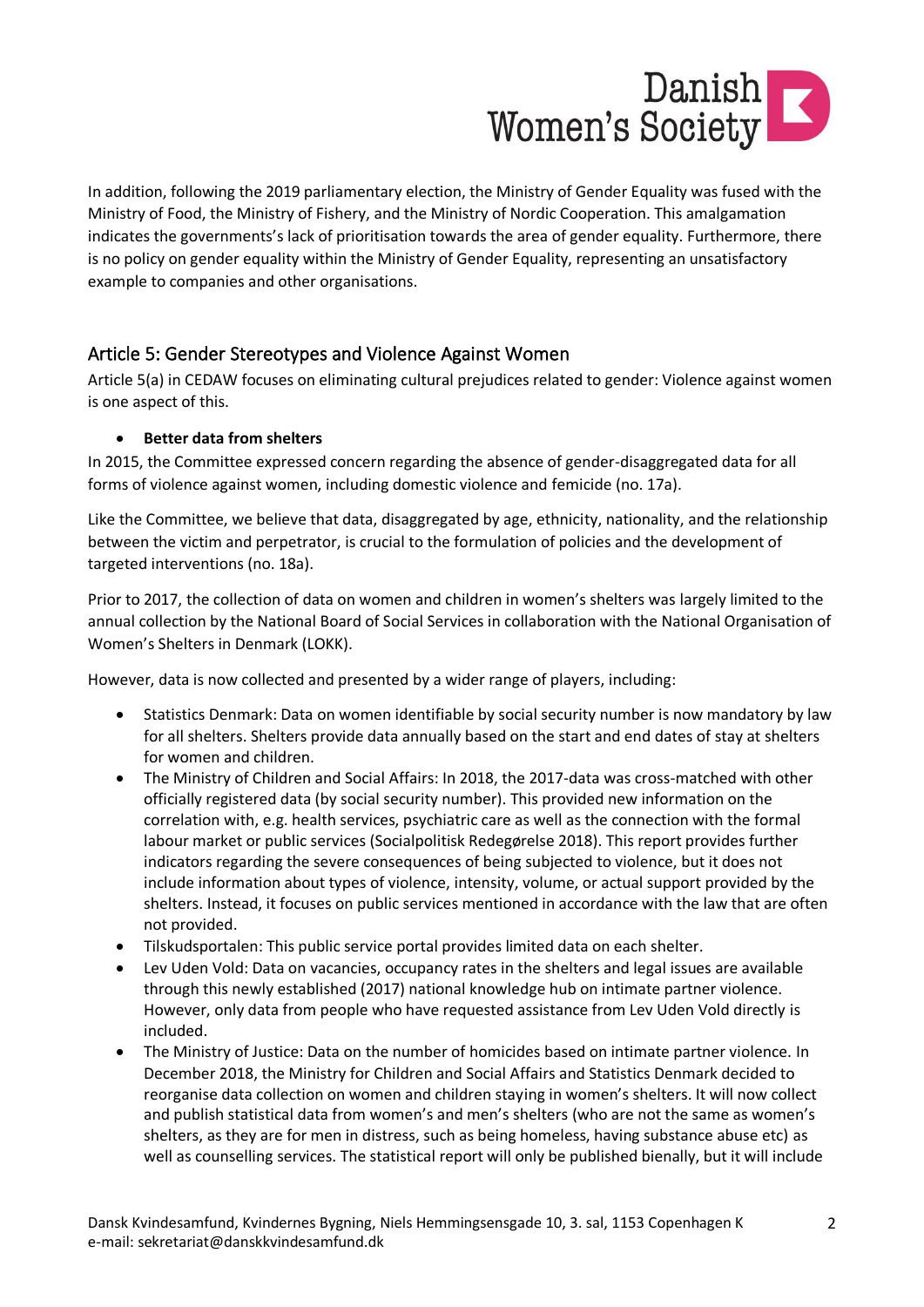In addition, following the 2019 parliamentary election, the Ministry of Gender Equality was fused with the Ministry of Food, the Ministry of Fishery, and the Ministry of Nordic Cooperation. This amalgamation indicates the governments's lack of prioritisation towards the area of gender equality. Furthermore, there is no policy on gender equality within the Ministry of Gender Equality, representing an unsatisfactory example to companies and other organisations.

## Article 5: Gender Stereotypes and Violence Against Women

Article 5(a) in CEDAW focuses on eliminating cultural prejudices related to gender: Violence against women is one aspect of this.

- **Better data from shelters**

In 2015, the Committee expressed concern regarding the absence of gender-disaggregated data for all forms of violence against women, including domestic violence and femicide (no. 17a).

Like the Committee, we believe that data, disaggregated by age, ethnicity, nationality, and the relationship between the victim and perpetrator, is crucial to the formulation of policies and the development of targeted interventions (no. 18a).

Prior to 2017, the collection of data on women and children in women's shelters was largely limited to the annual collection by the National Board of Social Services in collaboration with the National Organisation of Women's Shelters in Denmark (LOKK).

However, data is now collected and presented by a wider range of players, including:

- Statistics Denmark: Data on women identifiable by social security number is now mandatory by law for all shelters. Shelters provide data annually based on the start and end dates of stay at shelters for women and children.
- The Ministry of Children and Social Affairs: In 2018, the 2017-data was cross-matched with other officially registered data (by social security number). This provided new information on the correlation with, e.g. health services, psychiatric care as well as the connection with the formal labour market or public services (Socialpolitisk Redegørelse 2018). This report provides further indicators regarding the severe consequences of being subjected to violence, but it does not include information about types of violence, intensity, volume, or actual support provided by the shelters. Instead, it focuses on public services mentioned in accordance with the law that are often not provided.
- Tilskudsportalen: This public service portal provides limited data on each shelter.
- Lev Uden Vold: Data on vacancies, occupancy rates in the shelters and legal issues are available through this newly established (2017) national knowledge hub on intimate partner violence. However, only data from people who have requested assistance from Lev Uden Vold directly is included.
- The Ministry of Justice: Data on the number of homicides based on intimate partner violence. In December 2018, the Ministry for Children and Social Affairs and Statistics Denmark decided to reorganise data collection on women and children staying in women's shelters. It will now collect and publish statistical data from women's and men's shelters (who are not the same as women's shelters, as they are for men in distress, such as being homeless, having substance abuse etc) as well as counselling services. The statistical report will only be published bienally, but it will include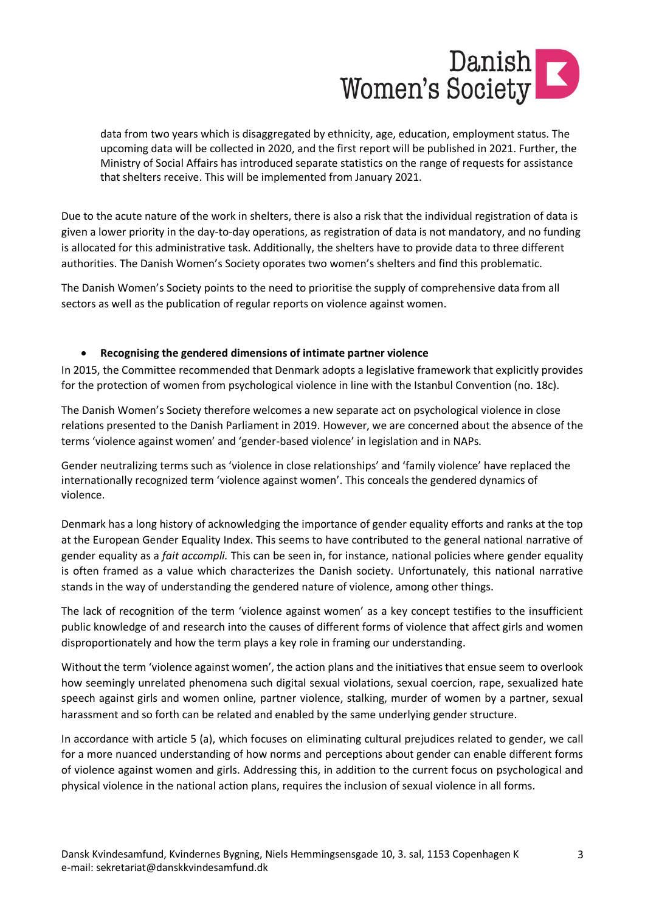data from two years which is disaggregated by ethnicity, age, education, employment status. The upcoming data will be collected in 2020, and the first report will be published in 2021. Further, the Ministry of Social Affairs has introduced separate statistics on the range of requests for assistance that shelters receive. This will be implemented from January 2021.

Due to the acute nature of the work in shelters, there is also a risk that the individual registration of data is given a lower priority in the day-to-day operations, as registration of data is not mandatory, and no funding is allocated for this administrative task. Additionally, the shelters have to provide data to three different authorities. The Danish Women's Society oporates two women's shelters and find this problematic.

The Danish Women's Society points to the need to prioritise the supply of comprehensive data from all sectors as well as the publication of regular reports on violence against women.

- **Recognising the gendered dimensions of intimate partner violence**

In 2015, the Committee recommended that Denmark adopts a legislative framework that explicitly provides for the protection of women from psychological violence in line with the Istanbul Convention (no. 18c).

The Danish Women's Society therefore welcomes a new separate act on psychological violence in close relations presented to the Danish Parliament in 2019. However, we are concerned about the absence of the terms 'violence against women' and 'gender-based violence' in legislation and in NAPs.

Gender neutralizing terms such as 'violence in close relationships' and 'family violence' have replaced the internationally recognized term 'violence against women'. This conceals the gendered dynamics of violence.

Denmark has a long history of acknowledging the importance of gender equality efforts and ranks at the top at the European Gender Equality Index. This seems to have contributed to the general national narrative of gender equality as a *fait accompli.* This can be seen in, for instance, national policies where gender equality is often framed as a value which characterizes the Danish society. Unfortunately, this national narrative stands in the way of understanding the gendered nature of violence, among other things.

The lack of recognition of the term 'violence against women' as a key concept testifies to the insufficient public knowledge of and research into the causes of different forms of violence that affect girls and women disproportionately and how the term plays a key role in framing our understanding.

Without the term 'violence against women', the action plans and the initiatives that ensue seem to overlook how seemingly unrelated phenomena such digital sexual violations, sexual coercion, rape, sexualized hate speech against girls and women online, partner violence, stalking, murder of women by a partner, sexual harassment and so forth can be related and enabled by the same underlying gender structure.

In accordance with article 5 (a), which focuses on eliminating cultural prejudices related to gender, we call for a more nuanced understanding of how norms and perceptions about gender can enable different forms of violence against women and girls. Addressing this, in addition to the current focus on psychological and physical violence in the national action plans, requires the inclusion of sexual violence in all forms.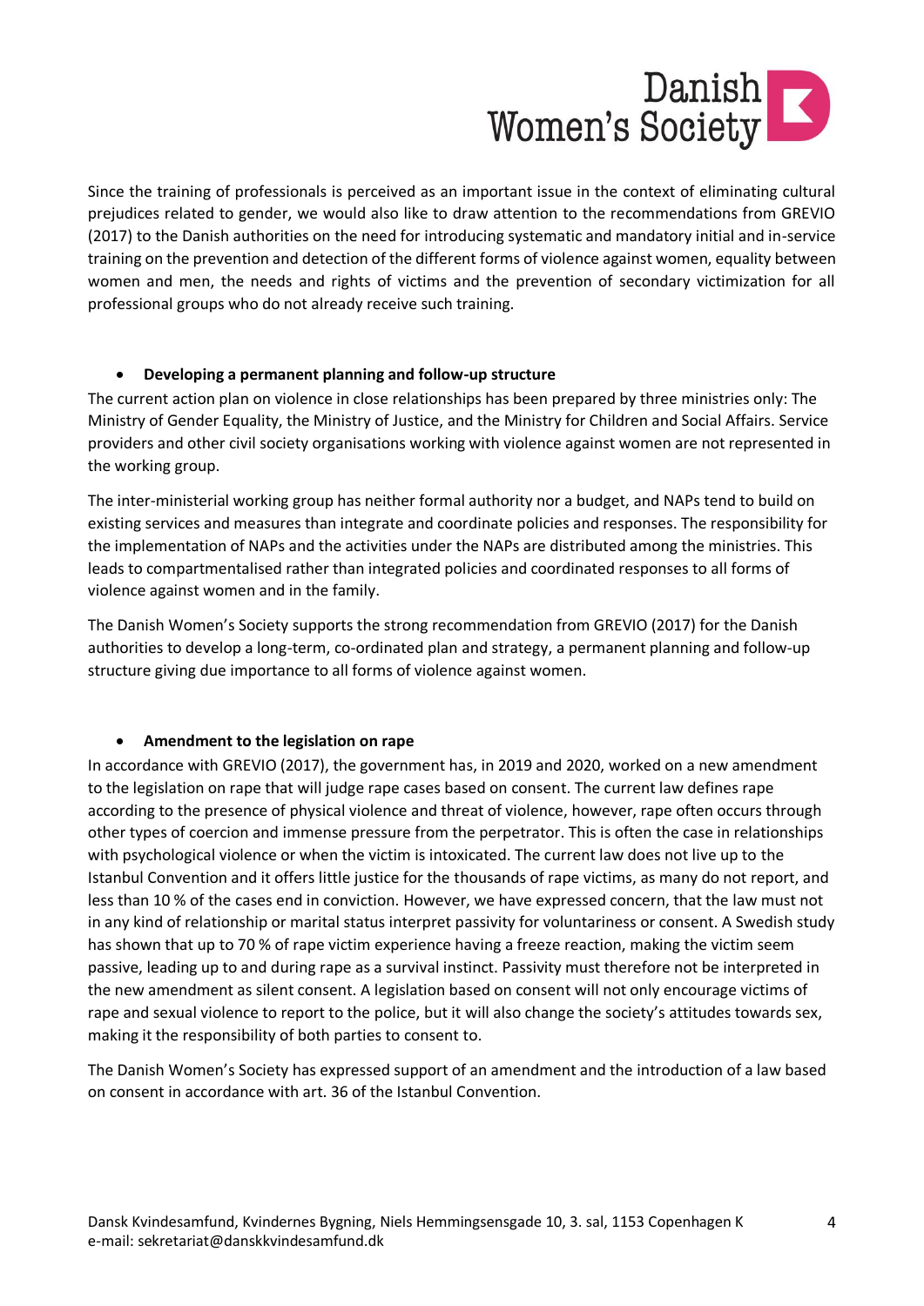Since the training of professionals is perceived as an important issue in the context of eliminating cultural prejudices related to gender, we would also like to draw attention to the recommendations from GREVIO (2017) to the Danish authorities on the need for introducing systematic and mandatory initial and in-service training on the prevention and detection of the different forms of violence against women, equality between women and men, the needs and rights of victims and the prevention of secondary victimization for all professional groups who do not already receive such training.

- **Developing a permanent planning and follow-up structure**

The current action plan on violence in close relationships has been prepared by three ministries only: The Ministry of Gender Equality, the Ministry of Justice, and the Ministry for Children and Social Affairs. Service providers and other civil society organisations working with violence against women are not represented in the working group.

The inter-ministerial working group has neither formal authority nor a budget, and NAPs tend to build on existing services and measures than integrate and coordinate policies and responses. The responsibility for the implementation of NAPs and the activities under the NAPs are distributed among the ministries. This leads to compartmentalised rather than integrated policies and coordinated responses to all forms of violence against women and in the family.

The Danish Women's Society supports the strong recommendation from GREVIO (2017) for the Danish authorities to develop a long-term, co-ordinated plan and strategy, a permanent planning and follow-up structure giving due importance to all forms of violence against women.

- **Amendment to the legislation on rape**

In accordance with GREVIO (2017), the government has, in 2019 and 2020, worked on a new amendment to the legislation on rape that will judge rape cases based on consent. The current law defines rape according to the presence of physical violence and threat of violence, however, rape often occurs through other types of coercion and immense pressure from the perpetrator. This is often the case in relationships with psychological violence or when the victim is intoxicated. The current law does not live up to the Istanbul Convention and it offers little justice for the thousands of rape victims, as many do not report, and less than 10 % of the cases end in conviction. However, we have expressed concern, that the law must not in any kind of relationship or marital status interpret passivity for voluntariness or consent. A Swedish study has shown that up to 70 % of rape victim experience having a freeze reaction, making the victim seem passive, leading up to and during rape as a survival instinct. Passivity must therefore not be interpreted in the new amendment as silent consent. A legislation based on consent will not only encourage victims of rape and sexual violence to report to the police, but it will also change the society's attitudes towards sex, making it the responsibility of both parties to consent to.

The Danish Women's Society has expressed support of an amendment and the introduction of a law based on consent in accordance with art. 36 of the Istanbul Convention.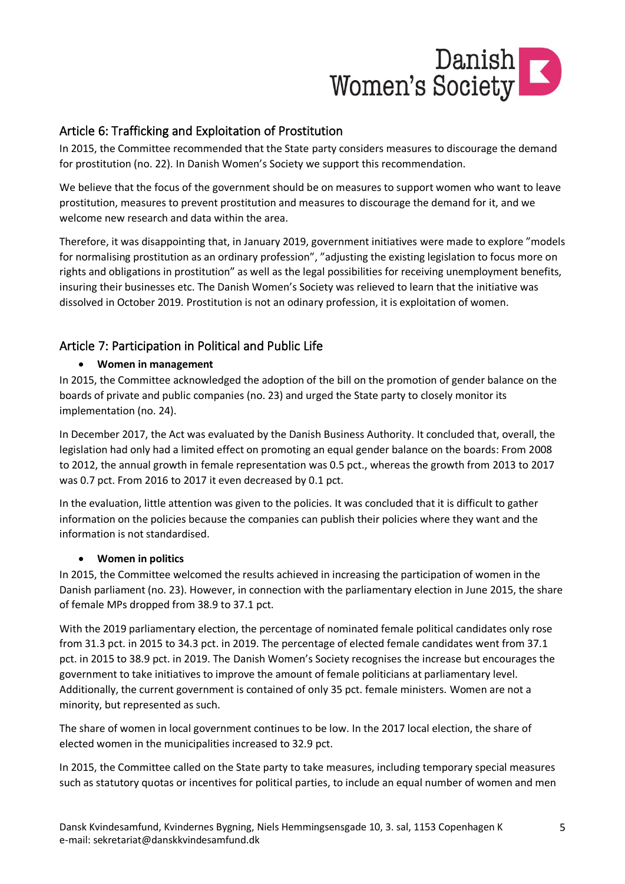## Article 6: Trafficking and Exploitation of Prostitution

In 2015, the Committee recommended that the State party considers measures to discourage the demand for prostitution (no. 22). In Danish Women's Society we support this recommendation.

We believe that the focus of the government should be on measures to support women who want to leave prostitution, measures to prevent prostitution and measures to discourage the demand for it, and we welcome new research and data within the area.

Therefore, it was disappointing that, in January 2019, government initiatives were made to explore "models for normalising prostitution as an ordinary profession", "adjusting the existing legislation to focus more on rights and obligations in prostitution" as well as the legal possibilities for receiving unemployment benefits, insuring their businesses etc. The Danish Women's Society was relieved to learn that the initiative was dissolved in October 2019. Prostitution is not an odinary profession, it is exploitation of women.

## Article 7: Participation in Political and Public Life

- **Women in management**

In 2015, the Committee acknowledged the adoption of the bill on the promotion of gender balance on the boards of private and public companies (no. 23) and urged the State party to closely monitor its implementation (no. 24).

In December 2017, the Act was evaluated by the Danish Business Authority. It concluded that, overall, the legislation had only had a limited effect on promoting an equal gender balance on the boards: From 2008 to 2012, the annual growth in female representation was 0.5 pct., whereas the growth from 2013 to 2017 was 0.7 pct. From 2016 to 2017 it even decreased by 0.1 pct.

In the evaluation, little attention was given to the policies. It was concluded that it is difficult to gather information on the policies because the companies can publish their policies where they want and the information is not standardised.

- **Women in politics**

In 2015, the Committee welcomed the results achieved in increasing the participation of women in the Danish parliament (no. 23). However, in connection with the parliamentary election in June 2015, the share of female MPs dropped from 38.9 to 37.1 pct.

With the 2019 parliamentary election, the percentage of nominated female political candidates only rose from 31.3 pct. in 2015 to 34.3 pct. in 2019. The percentage of elected female candidates went from 37.1 pct. in 2015 to 38.9 pct. in 2019. The Danish Women's Society recognises the increase but encourages the government to take initiatives to improve the amount of female politicians at parliamentary level. Additionally, the current government is contained of only 35 pct. female ministers. Women are not a minority, but represented as such.

The share of women in local government continues to be low. In the 2017 local election, the share of elected women in the municipalities increased to 32.9 pct.

In 2015, the Committee called on the State party to take measures, including temporary special measures such as statutory quotas or incentives for political parties, to include an equal number of women and men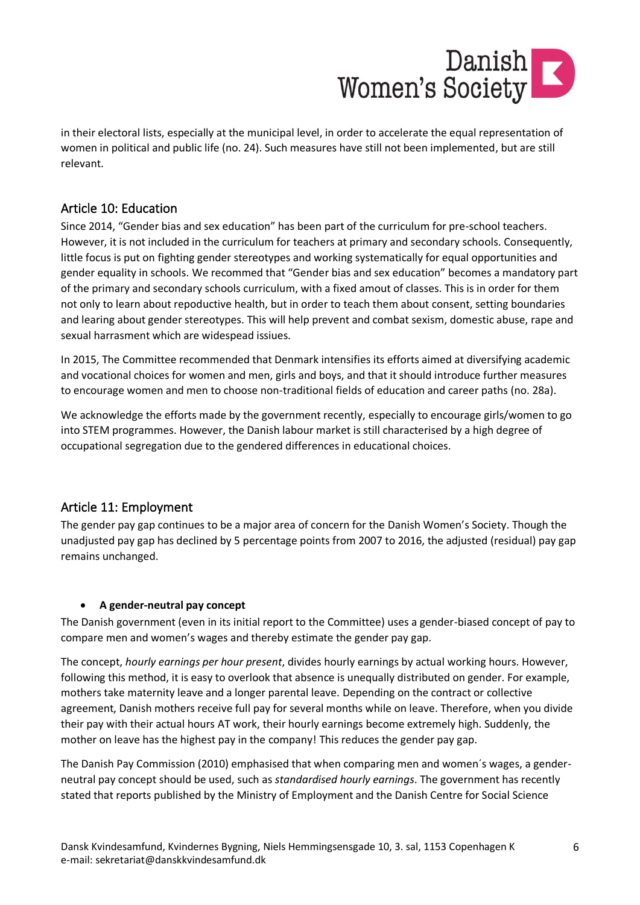in their electoral lists, especially at the municipal level, in order to accelerate the equal representation of women in political and public life (no. 24). Such measures have still not been implemented, but are still relevant.

## Article 10: Education

Since 2014, "Gender bias and sex education" has been part of the curriculum for pre-school teachers. However, it is not included in the curriculum for teachers at primary and secondary schools. Consequently, little focus is put on fighting gender stereotypes and working systematically for equal opportunities and gender equality in schools. We recommed that "Gender bias and sex education" becomes a mandatory part of the primary and secondary schools curriculum, with a fixed amout of classes. This is in order for them not only to learn about repoductive health, but in order to teach them about consent, setting boundaries and learing about gender stereotypes. This will help prevent and combat sexism, domestic abuse, rape and sexual harrasment which are widespead issiues.

In 2015, The Committee recommended that Denmark intensifies its efforts aimed at diversifying academic and vocational choices for women and men, girls and boys, and that it should introduce further measures to encourage women and men to choose non-traditional fields of education and career paths (no. 28a).

We acknowledge the efforts made by the government recently, especially to encourage girls/women to go into STEM programmes. However, the Danish labour market is still characterised by a high degree of occupational segregation due to the gendered differences in educational choices.

## Article 11: Employment

The gender pay gap continues to be a major area of concern for the Danish Women's Society. Though the unadjusted pay gap has declined by 5 percentage points from 2007 to 2016, the adjusted (residual) pay gap remains unchanged.

- **A gender-neutral pay concept**

The Danish government (even in its initial report to the Committee) uses a gender-biased concept of pay to compare men and women's wages and thereby estimate the gender pay gap.

The concept, *hourly earnings per hour present*, divides hourly earnings by actual working hours. However, following this method, it is easy to overlook that absence is unequally distributed on gender. For example, mothers take maternity leave and a longer parental leave. Depending on the contract or collective agreement, Danish mothers receive full pay for several months while on leave. Therefore, when you divide their pay with their actual hours AT work, their hourly earnings become extremely high. Suddenly, the mother on leave has the highest pay in the company! This reduces the gender pay gap.

The Danish Pay Commission (2010) emphasised that when comparing men and women´s wages, a gender-neutral pay concept should be used, such as *standardised hourly earnings*. The government has recently stated that reports published by the Ministry of Employment and the Danish Centre for Social Science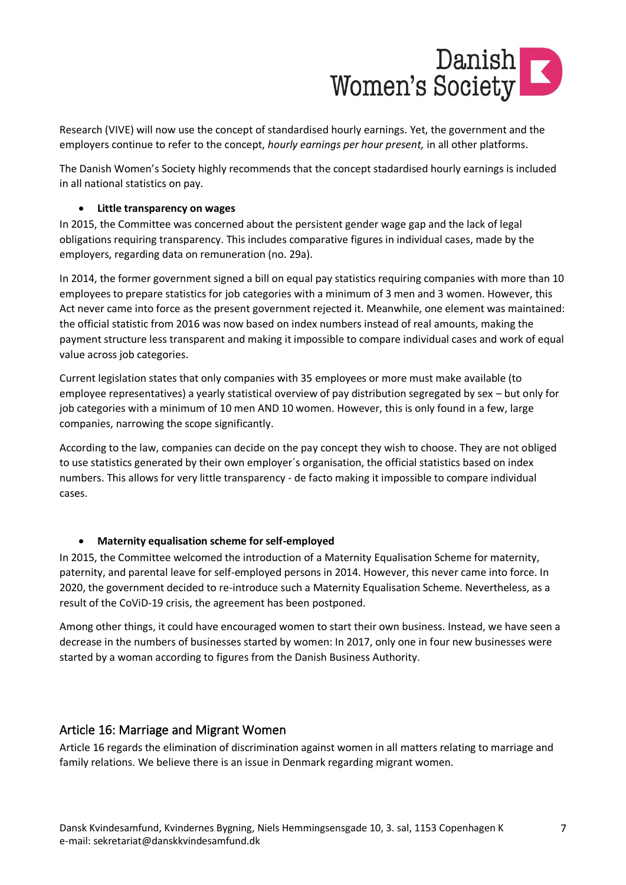Research (VIVE) will now use the concept of standardised hourly earnings. Yet, the government and the employers continue to refer to the concept, *hourly earnings per hour present,* in all other platforms.

The Danish Women's Society highly recommends that the concept stadardised hourly earnings is included in all national statistics on pay.

- **Little transparency on wages**

In 2015, the Committee was concerned about the persistent gender wage gap and the lack of legal obligations requiring transparency. This includes comparative figures in individual cases, made by the employers, regarding data on remuneration (no. 29a).

In 2014, the former government signed a bill on equal pay statistics requiring companies with more than 10 employees to prepare statistics for job categories with a minimum of 3 men and 3 women. However, this Act never came into force as the present government rejected it. Meanwhile, one element was maintained: the official statistic from 2016 was now based on index numbers instead of real amounts, making the payment structure less transparent and making it impossible to compare individual cases and work of equal value across job categories.

Current legislation states that only companies with 35 employees or more must make available (to employee representatives) a yearly statistical overview of pay distribution segregated by sex – but only for job categories with a minimum of 10 men AND 10 women. However, this is only found in a few, large companies, narrowing the scope significantly.

According to the law, companies can decide on the pay concept they wish to choose. They are not obliged to use statistics generated by their own employer´s organisation, the official statistics based on index numbers. This allows for very little transparency - de facto making it impossible to compare individual cases.

- **Maternity equalisation scheme for self-employed**

In 2015, the Committee welcomed the introduction of a Maternity Equalisation Scheme for maternity, paternity, and parental leave for self-employed persons in 2014. However, this never came into force. In 2020, the government decided to re-introduce such a Maternity Equalisation Scheme. Nevertheless, as a result of the CoViD-19 crisis, the agreement has been postponed.

Among other things, it could have encouraged women to start their own business. Instead, we have seen a decrease in the numbers of businesses started by women: In 2017, only one in four new businesses were started by a woman according to figures from the Danish Business Authority.

## Article 16: Marriage and Migrant Women

Article 16 regards the elimination of discrimination against women in all matters relating to marriage and family relations. We believe there is an issue in Denmark regarding migrant women.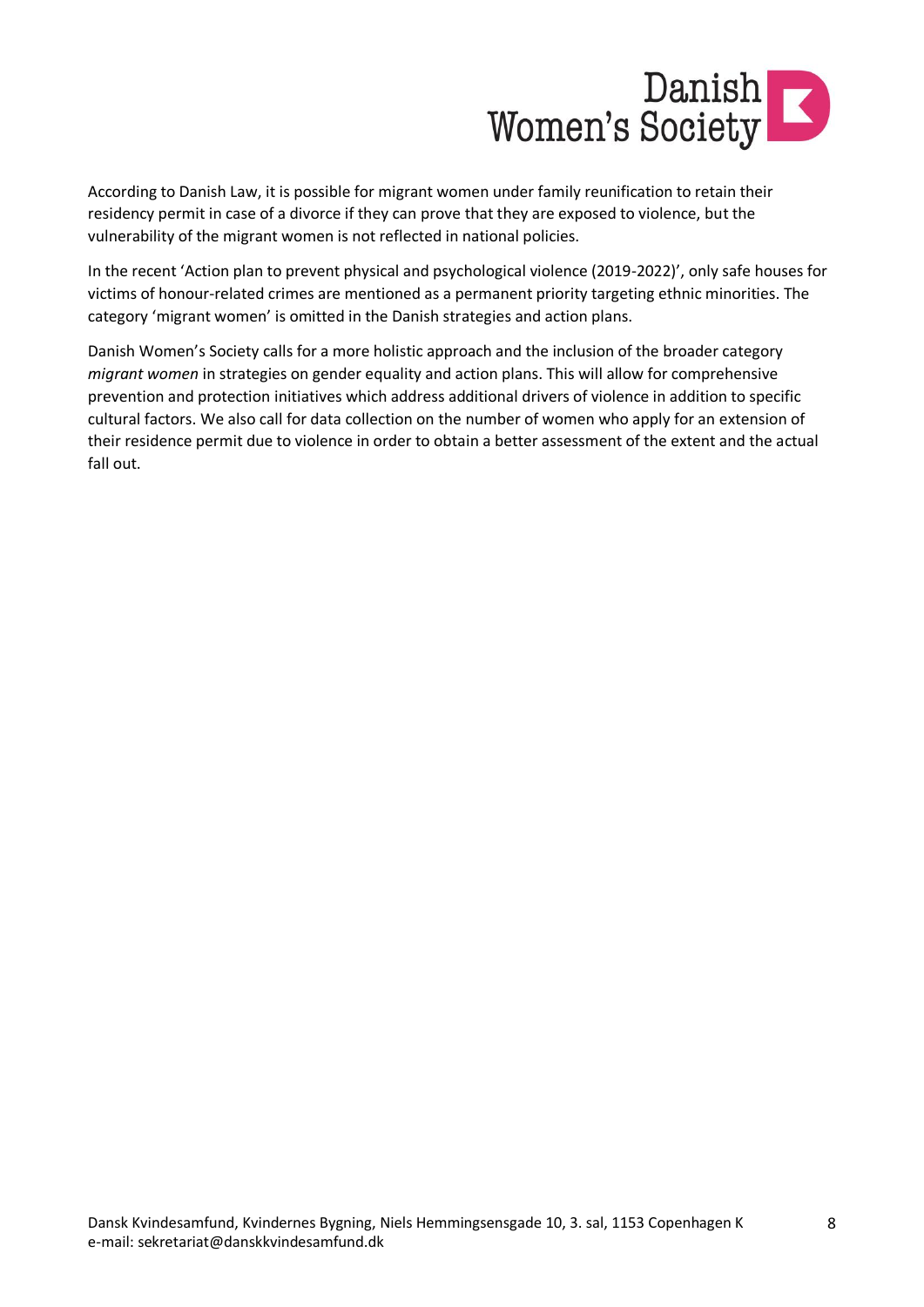According to Danish Law, it is possible for migrant women under family reunification to retain their residency permit in case of a divorce if they can prove that they are exposed to violence, but the vulnerability of the migrant women is not reflected in national policies.

In the recent 'Action plan to prevent physical and psychological violence (2019-2022)', only safe houses for victims of honour-related crimes are mentioned as a permanent priority targeting ethnic minorities. The category 'migrant women' is omitted in the Danish strategies and action plans.

Danish Women's Society calls for a more holistic approach and the inclusion of the broader category *migrant women* in strategies on gender equality and action plans. This will allow for comprehensive prevention and protection initiatives which address additional drivers of violence in addition to specific cultural factors. We also call for data collection on the number of women who apply for an extension of their residence permit due to violence in order to obtain a better assessment of the extent and the actual fall out.